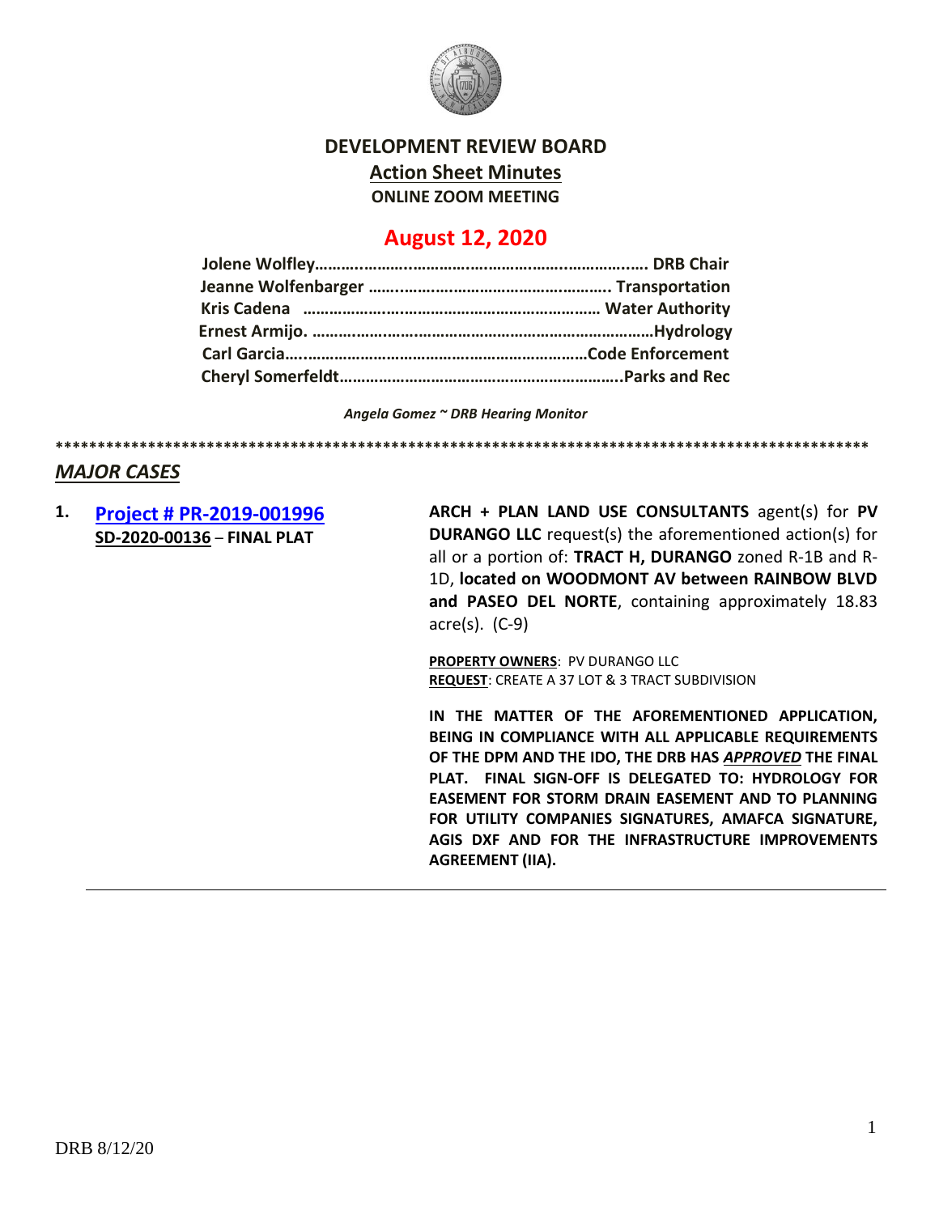# DEVELOPMENT REVIEW BOARD

## Action Sheet Minutes

**ONLINE ZOOM MEETING**

## August 12, 2020

**Jolene Wolfley……………………………………………………………… DRB Chair**
**Jeanne Wolfenbarger ………………………………………………. Transportation**
**Kris Cadena ………………………………………………………… Water Authority**
**Ernest Armijo. ……………………………………………………………………Hydrology**
**Carl Garcia……………………………………………………………Code Enforcement**
**Cheryl Somerfeldt………………………………………………………..Parks and Rec**

*Angela Gomez ~ DRB Hearing Monitor*

****************************************************************************************************

## *MAJOR CASES*

**1. Project # PR-2019-001996**
**SD-2020-00136** – **FINAL PLAT**

**ARCH + PLAN LAND USE CONSULTANTS** agent(s) for **PV DURANGO LLC** request(s) the aforementioned action(s) for all or a portion of: **TRACT H, DURANGO** zoned R-1B and R-1D, **located on WOODMONT AV between RAINBOW BLVD and PASEO DEL NORTE**, containing approximately 18.83 acre(s). (C-9)

**PROPERTY OWNERS**: PV DURANGO LLC
**REQUEST**: CREATE A 37 LOT & 3 TRACT SUBDIVISION

**IN THE MATTER OF THE AFOREMENTIONED APPLICATION, BEING IN COMPLIANCE WITH ALL APPLICABLE REQUIREMENTS OF THE DPM AND THE IDO, THE DRB HAS *APPROVED* THE FINAL PLAT. FINAL SIGN-OFF IS DELEGATED TO: HYDROLOGY FOR EASEMENT FOR STORM DRAIN EASEMENT AND TO PLANNING FOR UTILITY COMPANIES SIGNATURES, AMAFCA SIGNATURE, AGIS DXF AND FOR THE INFRASTRUCTURE IMPROVEMENTS AGREEMENT (IIA).**

DRB 8/12/20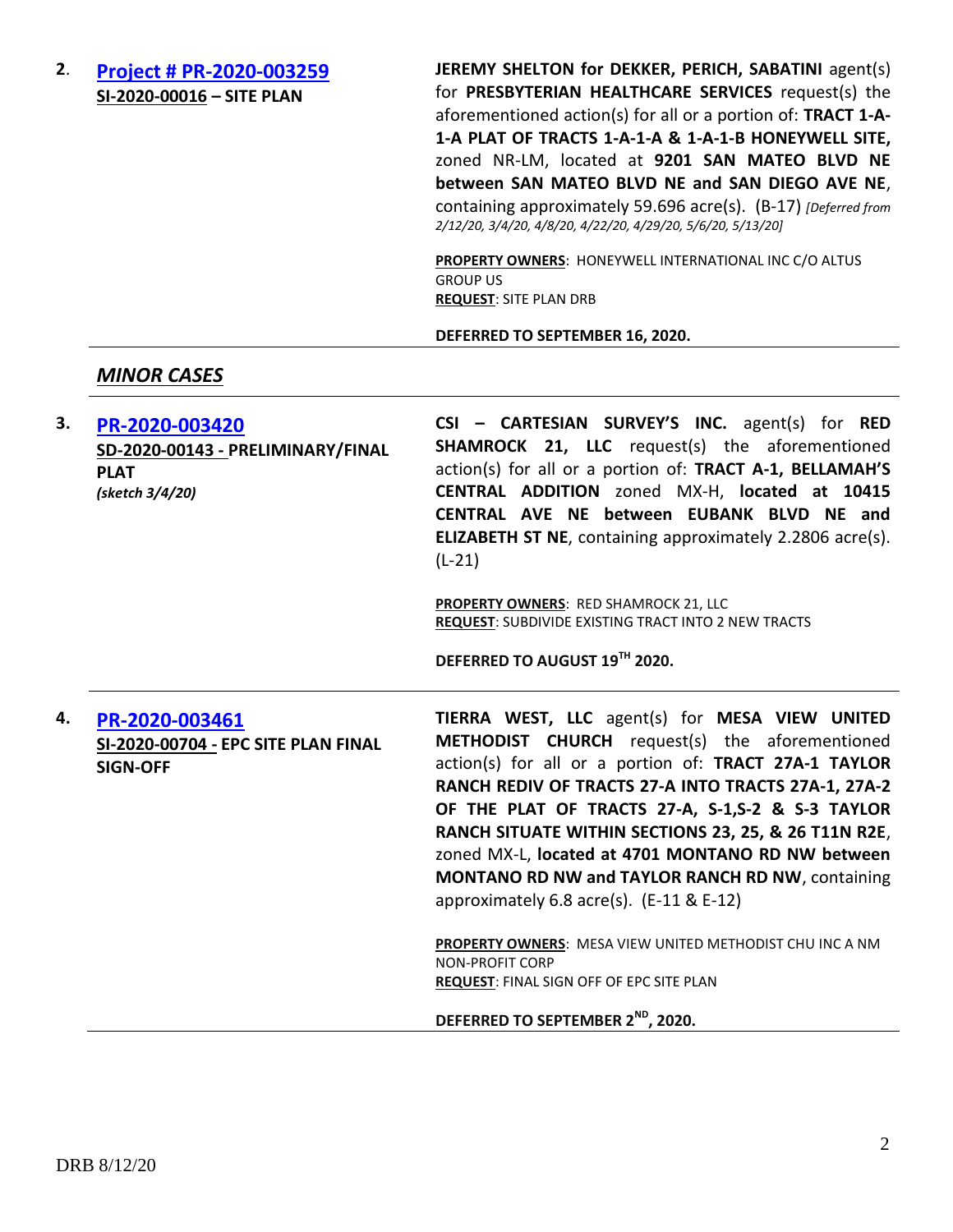**2.** **[Project # PR-2020-003259]**
**SI-2020-00016 – SITE PLAN**

**JEREMY SHELTON for DEKKER, PERICH, SABATINI** agent(s) for **PRESBYTERIAN HEALTHCARE SERVICES** request(s) the aforementioned action(s) for all or a portion of: **TRACT 1-A-1-A PLAT OF TRACTS 1-A-1-A & 1-A-1-B HONEYWELL SITE,** zoned NR-LM, located at **9201 SAN MATEO BLVD NE between SAN MATEO BLVD NE and SAN DIEGO AVE NE**, containing approximately 59.696 acre(s). (B-17) *[Deferred from 2/12/20, 3/4/20, 4/8/20, 4/22/20, 4/29/20, 5/6/20, 5/13/20]*

**PROPERTY OWNERS**: HONEYWELL INTERNATIONAL INC C/O ALTUS GROUP US
**REQUEST**: SITE PLAN DRB

**DEFERRED TO SEPTEMBER 16, 2020.**

---

## *MINOR CASES*

---

**3.** **[PR-2020-003420]**
**SD-2020-00143 - PRELIMINARY/FINAL PLAT**
***(sketch 3/4/20)***

**CSI – CARTESIAN SURVEY'S INC.** agent(s) for **RED SHAMROCK 21, LLC** request(s) the aforementioned action(s) for all or a portion of: **TRACT A-1, BELLAMAH'S CENTRAL ADDITION** zoned MX-H, **located at 10415 CENTRAL AVE NE between EUBANK BLVD NE and ELIZABETH ST NE**, containing approximately 2.2806 acre(s). (L-21)

**PROPERTY OWNERS**: RED SHAMROCK 21, LLC
**REQUEST**: SUBDIVIDE EXISTING TRACT INTO 2 NEW TRACTS

**DEFERRED TO AUGUST 19TH 2020.**

---

**4.** **[PR-2020-003461]**
**SI-2020-00704 - EPC SITE PLAN FINAL SIGN-OFF**

**TIERRA WEST, LLC** agent(s) for **MESA VIEW UNITED METHODIST CHURCH** request(s) the aforementioned action(s) for all or a portion of: **TRACT 27A-1 TAYLOR RANCH REDIV OF TRACTS 27-A INTO TRACTS 27A-1, 27A-2 OF THE PLAT OF TRACTS 27-A, S-1,S-2 & S-3 TAYLOR RANCH SITUATE WITHIN SECTIONS 23, 25, & 26 T11N R2E**, zoned MX-L, **located at 4701 MONTANO RD NW between MONTANO RD NW and TAYLOR RANCH RD NW**, containing approximately 6.8 acre(s). (E-11 & E-12)

**PROPERTY OWNERS**: MESA VIEW UNITED METHODIST CHU INC A NM NON-PROFIT CORP
**REQUEST**: FINAL SIGN OFF OF EPC SITE PLAN

**DEFERRED TO SEPTEMBER 2ND, 2020.**

---

DRB 8/12/20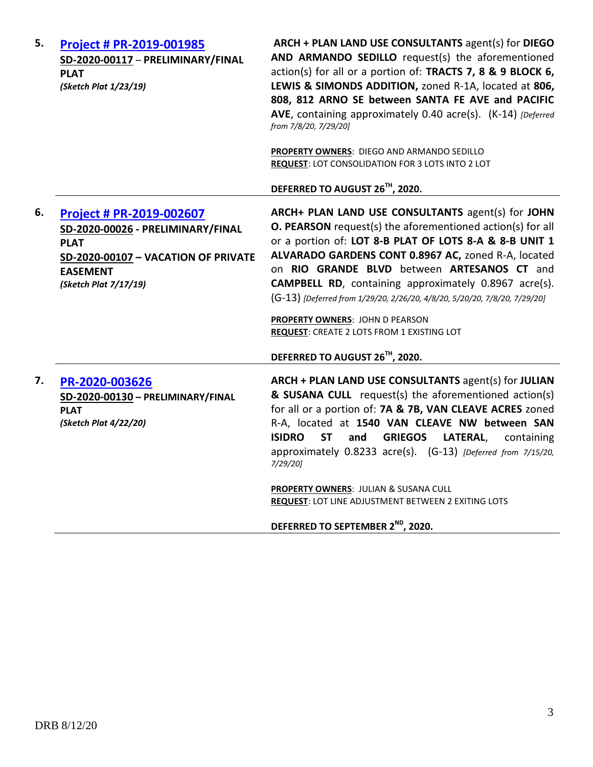**5.** **Project # PR-2019-001985**
**SD-2020-00117 – PRELIMINARY/FINAL PLAT**
***(Sketch Plat 1/23/19)***

**ARCH + PLAN LAND USE CONSULTANTS** agent(s) for **DIEGO AND ARMANDO SEDILLO** request(s) the aforementioned action(s) for all or a portion of: **TRACTS 7, 8 & 9 BLOCK 6, LEWIS & SIMONDS ADDITION,** zoned R-1A, located at **806, 808, 812 ARNO SE between SANTA FE AVE and PACIFIC AVE**, containing approximately 0.40 acre(s). (K-14) *[Deferred from 7/8/20, 7/29/20]*

**PROPERTY OWNERS**: DIEGO AND ARMANDO SEDILLO
**REQUEST**: LOT CONSOLIDATION FOR 3 LOTS INTO 2 LOT

**DEFERRED TO AUGUST 26TH, 2020.**

---

**6.** **Project # PR-2019-002607**
**SD-2020-00026 - PRELIMINARY/FINAL PLAT**
**SD-2020-00107 – VACATION OF PRIVATE EASEMENT**
***(Sketch Plat 7/17/19)***

**ARCH+ PLAN LAND USE CONSULTANTS** agent(s) for **JOHN O. PEARSON** request(s) the aforementioned action(s) for all or a portion of: **LOT 8-B PLAT OF LOTS 8-A & 8-B UNIT 1 ALVARADO GARDENS CONT 0.8967 AC,** zoned R-A, located on **RIO GRANDE BLVD** between **ARTESANOS CT** and **CAMPBELL RD**, containing approximately 0.8967 acre(s). (G-13) *[Deferred from 1/29/20, 2/26/20, 4/8/20, 5/20/20, 7/8/20, 7/29/20]*

**PROPERTY OWNERS**: JOHN D PEARSON
**REQUEST**: CREATE 2 LOTS FROM 1 EXISTING LOT

**DEFERRED TO AUGUST 26TH, 2020.**

---

**7.** **PR-2020-003626**
**SD-2020-00130 – PRELIMINARY/FINAL PLAT**
***(Sketch Plat 4/22/20)***

**ARCH + PLAN LAND USE CONSULTANTS** agent(s) for **JULIAN & SUSANA CULL** request(s) the aforementioned action(s) for all or a portion of: **7A & 7B, VAN CLEAVE ACRES** zoned R-A, located at **1540 VAN CLEAVE NW between SAN ISIDRO ST and GRIEGOS LATERAL**, containing approximately 0.8233 acre(s). (G-13) *[Deferred from 7/15/20, 7/29/20]*

**PROPERTY OWNERS**: JULIAN & SUSANA CULL
**REQUEST**: LOT LINE ADJUSTMENT BETWEEN 2 EXITING LOTS

**DEFERRED TO SEPTEMBER 2ND, 2020.**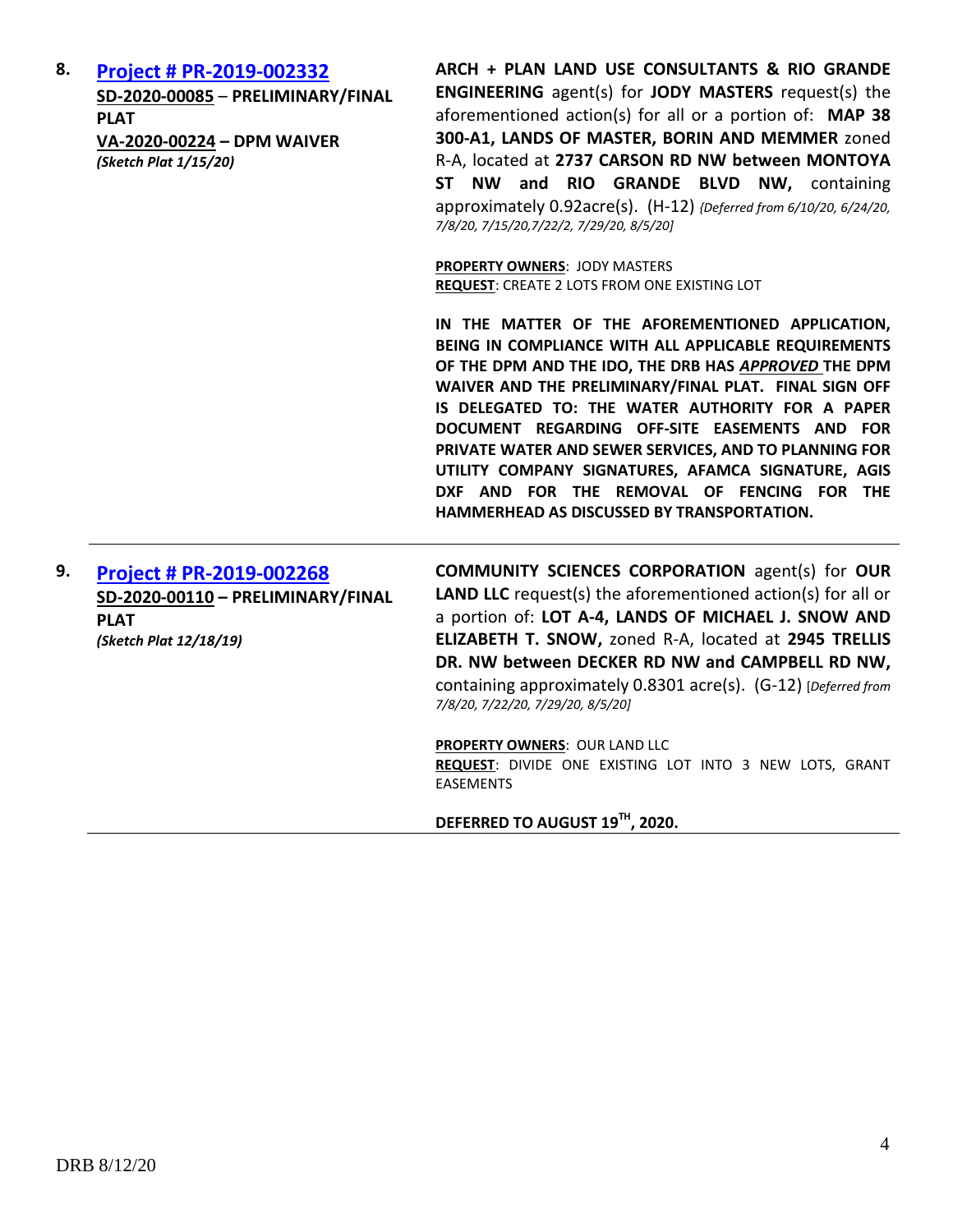| | | |
|---|---|---|
| 8. | **[Project # PR-2019-002332](#)**<br>**SD-2020-00085 – PRELIMINARY/FINAL PLAT**<br>**VA-2020-00224 – DPM WAIVER**<br>***(Sketch Plat 1/15/20)*** | **ARCH + PLAN LAND USE CONSULTANTS & RIO GRANDE ENGINEERING** agent(s) for **JODY MASTERS** request(s) the aforementioned action(s) for all or a portion of: **MAP 38 300-A1, LANDS OF MASTER, BORIN AND MEMMER** zoned R-A, located at **2737 CARSON RD NW between MONTOYA ST NW and RIO GRANDE BLVD NW,** containing approximately 0.92acre(s). (H-12) *{Deferred from 6/10/20, 6/24/20, 7/8/20, 7/15/20,7/22/2, 7/29/20, 8/5/20]*<br><br>**PROPERTY OWNERS**: JODY MASTERS<br>**REQUEST**: CREATE 2 LOTS FROM ONE EXISTING LOT<br><br>**IN THE MATTER OF THE AFOREMENTIONED APPLICATION, BEING IN COMPLIANCE WITH ALL APPLICABLE REQUIREMENTS OF THE DPM AND THE IDO, THE DRB HAS *APPROVED* THE DPM WAIVER AND THE PRELIMINARY/FINAL PLAT. FINAL SIGN OFF IS DELEGATED TO: THE WATER AUTHORITY FOR A PAPER DOCUMENT REGARDING OFF-SITE EASEMENTS AND FOR PRIVATE WATER AND SEWER SERVICES, AND TO PLANNING FOR UTILITY COMPANY SIGNATURES, AFAMCA SIGNATURE, AGIS DXF AND FOR THE REMOVAL OF FENCING FOR THE HAMMERHEAD AS DISCUSSED BY TRANSPORTATION.** |
| 9. | **[Project # PR-2019-002268](#)**<br>**SD-2020-00110 – PRELIMINARY/FINAL PLAT**<br>***(Sketch Plat 12/18/19)*** | **COMMUNITY SCIENCES CORPORATION** agent(s) for **OUR LAND LLC** request(s) the aforementioned action(s) for all or a portion of: **LOT A-4, LANDS OF MICHAEL J. SNOW AND ELIZABETH T. SNOW,** zoned R-A, located at **2945 TRELLIS DR. NW between DECKER RD NW and CAMPBELL RD NW,** containing approximately 0.8301 acre(s). (G-12) *[Deferred from 7/8/20, 7/22/20, 7/29/20, 8/5/20]*<br><br>**PROPERTY OWNERS**: OUR LAND LLC<br>**REQUEST**: DIVIDE ONE EXISTING LOT INTO 3 NEW LOTS, GRANT EASEMENTS<br><br>**DEFERRED TO AUGUST 19TH, 2020.** |

DRB 8/12/20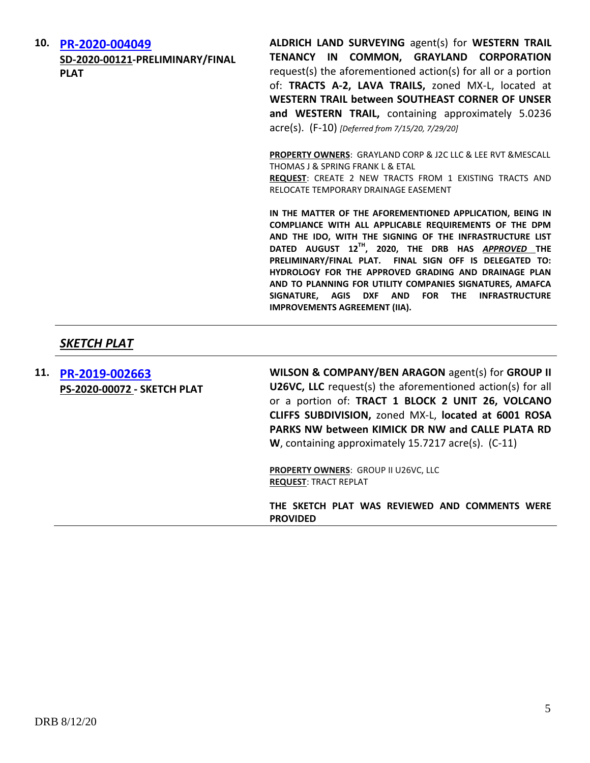**10. [PR-2020-004049](PR-2020-004049)**
**SD-2020-00121-PRELIMINARY/FINAL PLAT**

**ALDRICH LAND SURVEYING** agent(s) for **WESTERN TRAIL TENANCY IN COMMON, GRAYLAND CORPORATION** request(s) the aforementioned action(s) for all or a portion of: **TRACTS A-2, LAVA TRAILS,** zoned MX-L, located at **WESTERN TRAIL between SOUTHEAST CORNER OF UNSER and WESTERN TRAIL,** containing approximately 5.0236 acre(s). (F-10) *[Deferred from 7/15/20, 7/29/20]*

**PROPERTY OWNERS**: GRAYLAND CORP & J2C LLC & LEE RVT &MESCALL THOMAS J & SPRING FRANK L & ETAL
**REQUEST**: CREATE 2 NEW TRACTS FROM 1 EXISTING TRACTS AND RELOCATE TEMPORARY DRAINAGE EASEMENT

**IN THE MATTER OF THE AFOREMENTIONED APPLICATION, BEING IN COMPLIANCE WITH ALL APPLICABLE REQUIREMENTS OF THE DPM AND THE IDO, WITH THE SIGNING OF THE INFRASTRUCTURE LIST DATED AUGUST 12TH, 2020, THE DRB HAS *APPROVED* THE PRELIMINARY/FINAL PLAT. FINAL SIGN OFF IS DELEGATED TO: HYDROLOGY FOR THE APPROVED GRADING AND DRAINAGE PLAN AND TO PLANNING FOR UTILITY COMPANIES SIGNATURES, AMAFCA SIGNATURE, AGIS DXF AND FOR THE INFRASTRUCTURE IMPROVEMENTS AGREEMENT (IIA).**

---

## *SKETCH PLAT*

---

**11. [PR-2019-002663](PR-2019-002663)**
**PS-2020-00072 - SKETCH PLAT**

**WILSON & COMPANY/BEN ARAGON** agent(s) for **GROUP II U26VC, LLC** request(s) the aforementioned action(s) for all or a portion of: **TRACT 1 BLOCK 2 UNIT 26, VOLCANO CLIFFS SUBDIVISION,** zoned MX-L, **located at 6001 ROSA PARKS NW between KIMICK DR NW and CALLE PLATA RD W**, containing approximately 15.7217 acre(s). (C-11)

**PROPERTY OWNERS**: GROUP II U26VC, LLC
**REQUEST**: TRACT REPLAT

**THE SKETCH PLAT WAS REVIEWED AND COMMENTS WERE PROVIDED**

DRB 8/12/20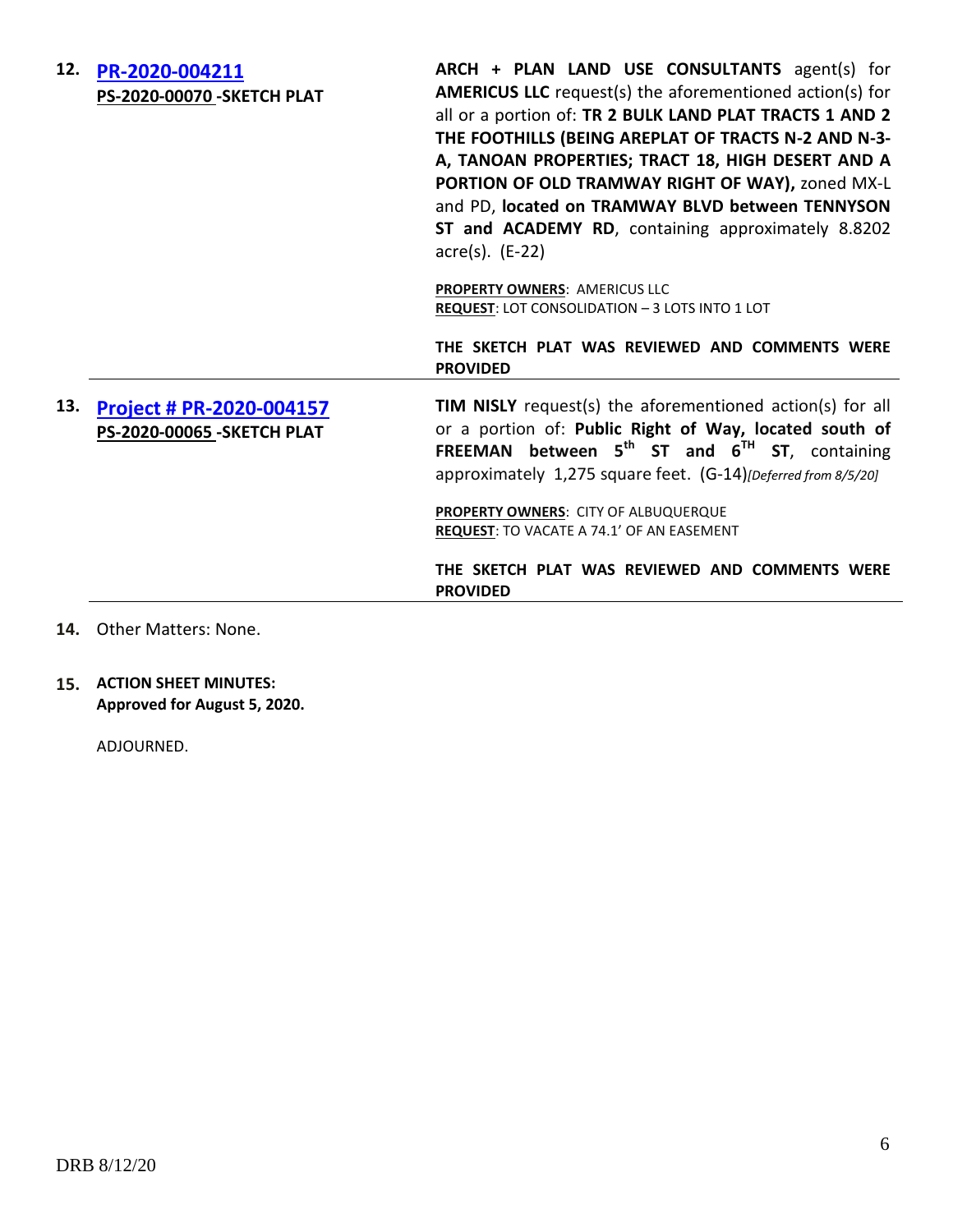| | | |
|---|---|---|
| **12.** | **PR-2020-004211**<br>**PS-2020-00070 -SKETCH PLAT** | **ARCH + PLAN LAND USE CONSULTANTS** agent(s) for **AMERICUS LLC** request(s) the aforementioned action(s) for all or a portion of: **TR 2 BULK LAND PLAT TRACTS 1 AND 2 THE FOOTHILLS (BEING AREPLAT OF TRACTS N-2 AND N-3-A, TANOAN PROPERTIES; TRACT 18, HIGH DESERT AND A PORTION OF OLD TRAMWAY RIGHT OF WAY),** zoned MX-L and PD, **located on TRAMWAY BLVD between TENNYSON ST and ACADEMY RD**, containing approximately 8.8202 acre(s). (E-22)<br><br>**PROPERTY OWNERS**: AMERICUS LLC<br>**REQUEST**: LOT CONSOLIDATION – 3 LOTS INTO 1 LOT<br><br>**THE SKETCH PLAT WAS REVIEWED AND COMMENTS WERE PROVIDED** |
| **13.** | **Project # PR-2020-004157**<br>**PS-2020-00065 -SKETCH PLAT** | **TIM NISLY** request(s) the aforementioned action(s) for all or a portion of: **Public Right of Way, located south of FREEMAN between 5th ST and 6TH ST**, containing approximately 1,275 square feet. (G-14)*[Deferred from 8/5/20]*<br><br>**PROPERTY OWNERS**: CITY OF ALBUQUERQUE<br>**REQUEST**: TO VACATE A 74.1' OF AN EASEMENT<br><br>**THE SKETCH PLAT WAS REVIEWED AND COMMENTS WERE PROVIDED** |

**14.** Other Matters: None.

**15. ACTION SHEET MINUTES:**
**Approved for August 5, 2020.**

ADJOURNED.